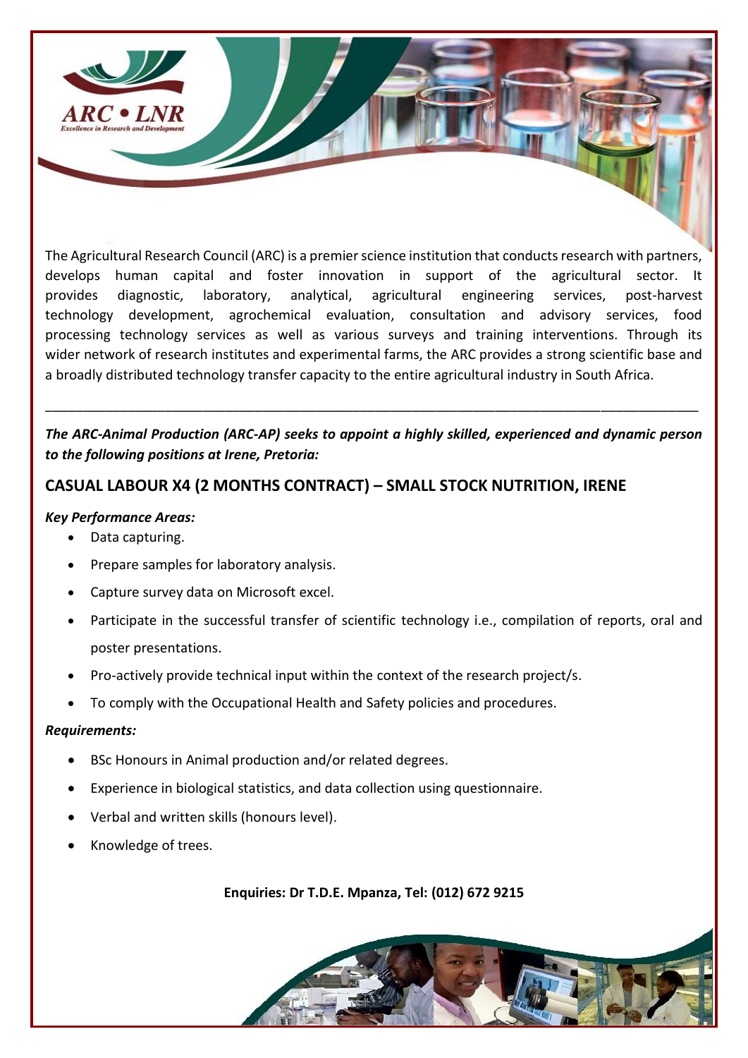The Agricultural Research Council (ARC) is a premier science institution that conducts research with partners, develops human capital and foster innovation in support of the agricultural sector. It provides diagnostic, laboratory, analytical, agricultural engineering services, post-harvest technology development, agrochemical evaluation, consultation and advisory services, food processing technology services as well as various surveys and training interventions. Through its wider network of research institutes and experimental farms, the ARC provides a strong scientific base and a broadly distributed technology transfer capacity to the entire agricultural industry in South Africa.

---

***The ARC-Animal Production (ARC-AP) seeks to appoint a highly skilled, experienced and dynamic person to the following positions at Irene, Pretoria:***

## CASUAL LABOUR X4 (2 MONTHS CONTRACT) – SMALL STOCK NUTRITION, IRENE

***Key Performance Areas:***

- Data capturing.
- Prepare samples for laboratory analysis.
- Capture survey data on Microsoft excel.
- Participate in the successful transfer of scientific technology i.e., compilation of reports, oral and poster presentations.
- Pro-actively provide technical input within the context of the research project/s.
- To comply with the Occupational Health and Safety policies and procedures.

***Requirements:***

- BSc Honours in Animal production and/or related degrees.
- Experience in biological statistics, and data collection using questionnaire.
- Verbal and written skills (honours level).
- Knowledge of trees.

**Enquiries: Dr T.D.E. Mpanza, Tel: (012) 672 9215**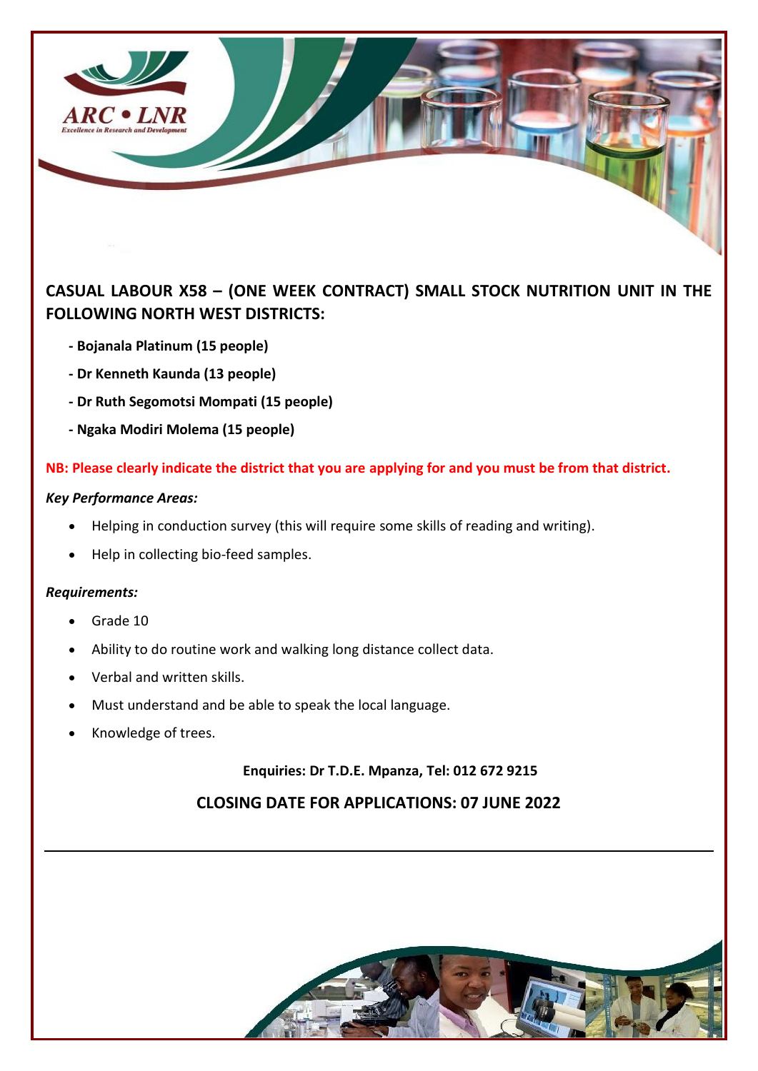## CASUAL LABOUR X58 – (ONE WEEK CONTRACT) SMALL STOCK NUTRITION UNIT IN THE FOLLOWING NORTH WEST DISTRICTS:

- **- Bojanala Platinum (15 people)**
- **- Dr Kenneth Kaunda (13 people)**
- **- Dr Ruth Segomotsi Mompati (15 people)**
- **- Ngaka Modiri Molema (15 people)**

**NB: Please clearly indicate the district that you are applying for and you must be from that district.**

***Key Performance Areas:***

- Helping in conduction survey (this will require some skills of reading and writing).
- Help in collecting bio-feed samples.

***Requirements:***

- Grade 10
- Ability to do routine work and walking long distance collect data.
- Verbal and written skills.
- Must understand and be able to speak the local language.
- Knowledge of trees.

**Enquiries: Dr T.D.E. Mpanza, Tel: 012 672 9215**

**CLOSING DATE FOR APPLICATIONS: 07 JUNE 2022**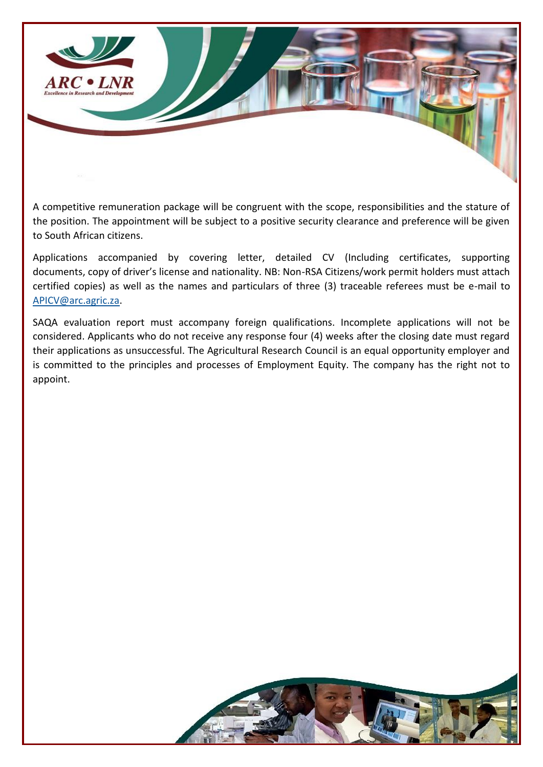A competitive remuneration package will be congruent with the scope, responsibilities and the stature of the position. The appointment will be subject to a positive security clearance and preference will be given to South African citizens.

Applications accompanied by covering letter, detailed CV (Including certificates, supporting documents, copy of driver's license and nationality. NB: Non-RSA Citizens/work permit holders must attach certified copies) as well as the names and particulars of three (3) traceable referees must be e-mail to [APICV@arc.agric.za](mailto:APICV@arc.agric.za).

SAQA evaluation report must accompany foreign qualifications. Incomplete applications will not be considered. Applicants who do not receive any response four (4) weeks after the closing date must regard their applications as unsuccessful. The Agricultural Research Council is an equal opportunity employer and is committed to the principles and processes of Employment Equity. The company has the right not to appoint.